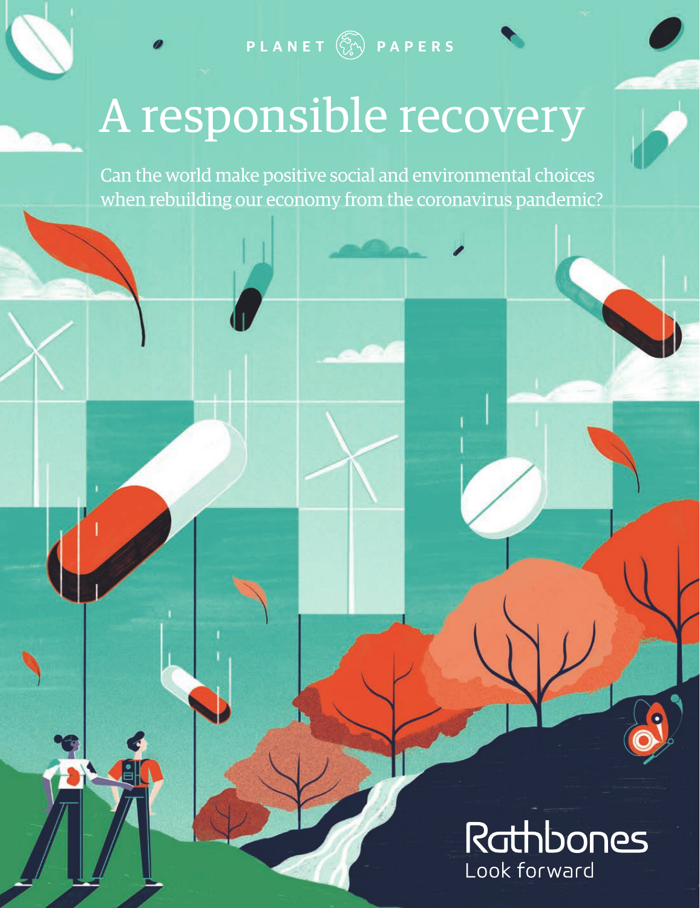PLANET PAPERS

# A responsible recovery

Can the world make positive social and environmental choices when rebuilding our economy from the coronavirus pandemic?

Rathbones
Look forward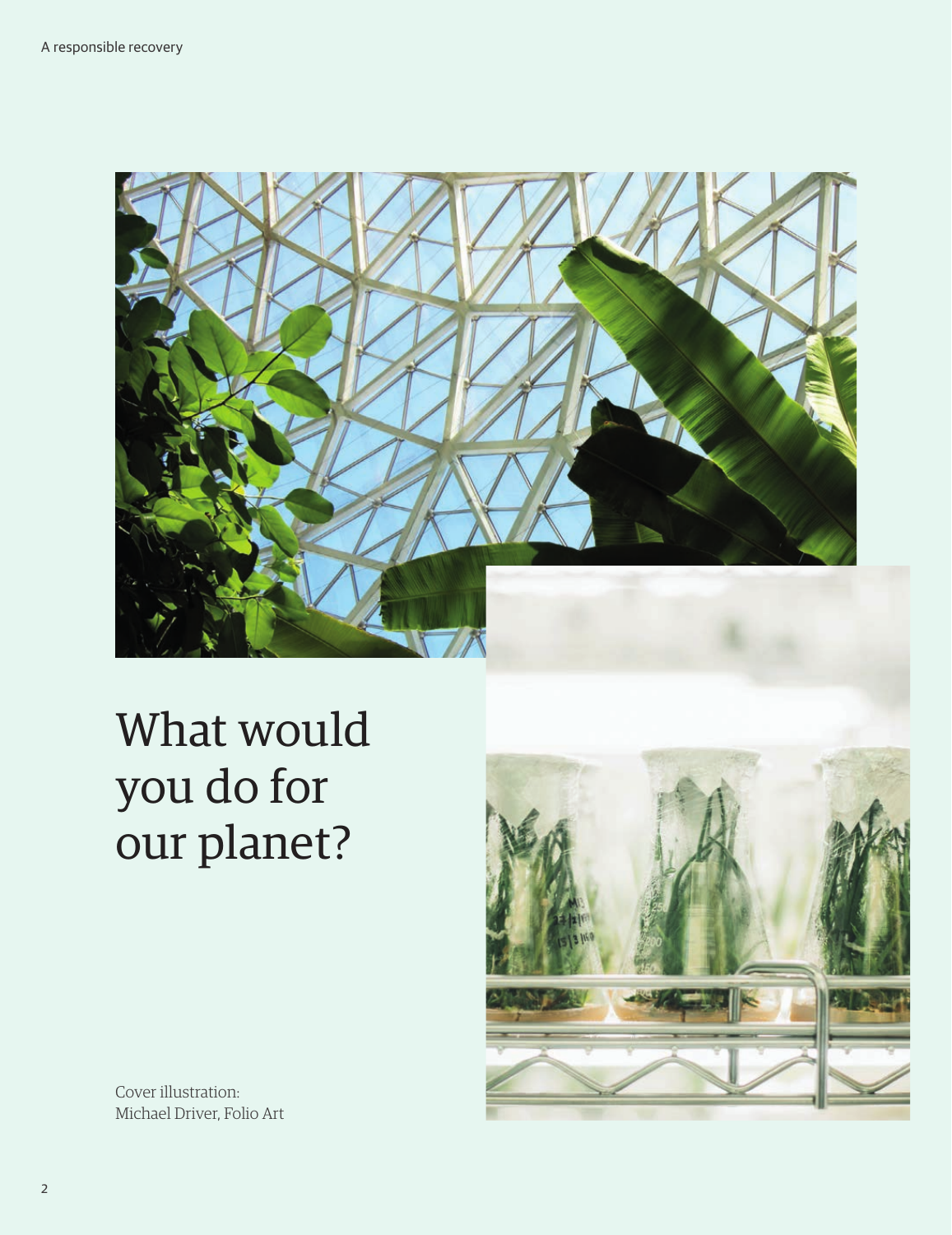# What would you do for our planet?

Cover illustration:
Michael Driver, Folio Art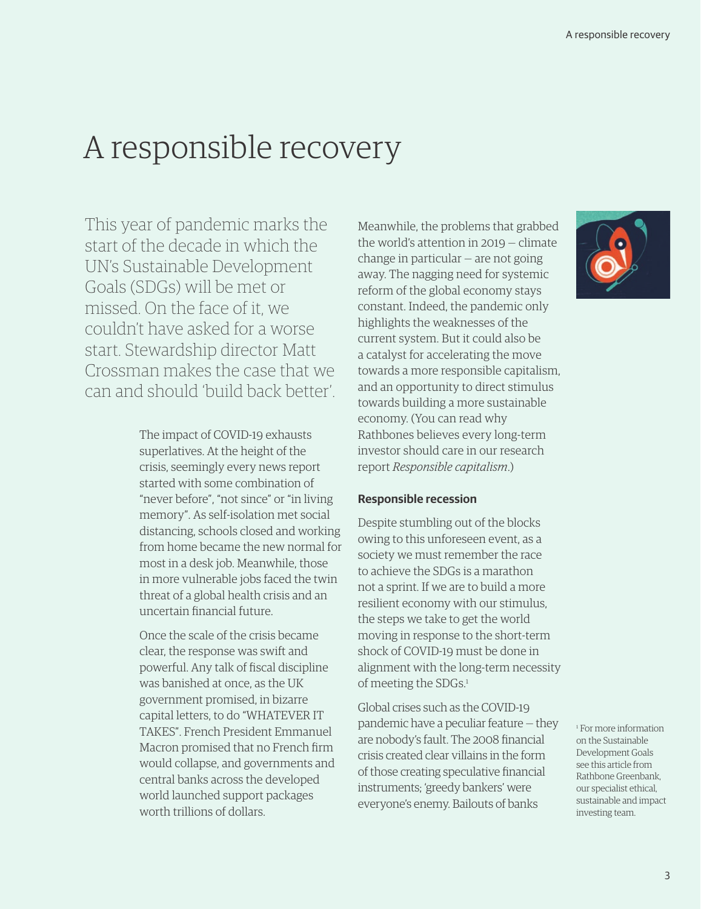# A responsible recovery

This year of pandemic marks the start of the decade in which the UN's Sustainable Development Goals (SDGs) will be met or missed. On the face of it, we couldn't have asked for a worse start. Stewardship director Matt Crossman makes the case that we can and should 'build back better'.

The impact of COVID-19 exhausts superlatives. At the height of the crisis, seemingly every news report started with some combination of "never before", "not since" or "in living memory". As self-isolation met social distancing, schools closed and working from home became the new normal for most in a desk job. Meanwhile, those in more vulnerable jobs faced the twin threat of a global health crisis and an uncertain financial future.

Once the scale of the crisis became clear, the response was swift and powerful. Any talk of fiscal discipline was banished at once, as the UK government promised, in bizarre capital letters, to do "WHATEVER IT TAKES". French President Emmanuel Macron promised that no French firm would collapse, and governments and central banks across the developed world launched support packages worth trillions of dollars.

Meanwhile, the problems that grabbed the world's attention in 2019 — climate change in particular — are not going away. The nagging need for systemic reform of the global economy stays constant. Indeed, the pandemic only highlights the weaknesses of the current system. But it could also be a catalyst for accelerating the move towards a more responsible capitalism, and an opportunity to direct stimulus towards building a more sustainable economy. (You can read why Rathbones believes every long-term investor should care in our research report *Responsible capitalism*.)

**Responsible recession**

Despite stumbling out of the blocks owing to this unforeseen event, as a society we must remember the race to achieve the SDGs is a marathon not a sprint. If we are to build a more resilient economy with our stimulus, the steps we take to get the world moving in response to the short-term shock of COVID-19 must be done in alignment with the long-term necessity of meeting the SDGs.[1]

Global crises such as the COVID-19 pandemic have a peculiar feature — they are nobody's fault. The 2008 financial crisis created clear villains in the form of those creating speculative financial instruments; 'greedy bankers' were everyone's enemy. Bailouts of banks

[1] For more information on the Sustainable Development Goals see this article from Rathbone Greenbank, our specialist ethical, sustainable and impact investing team.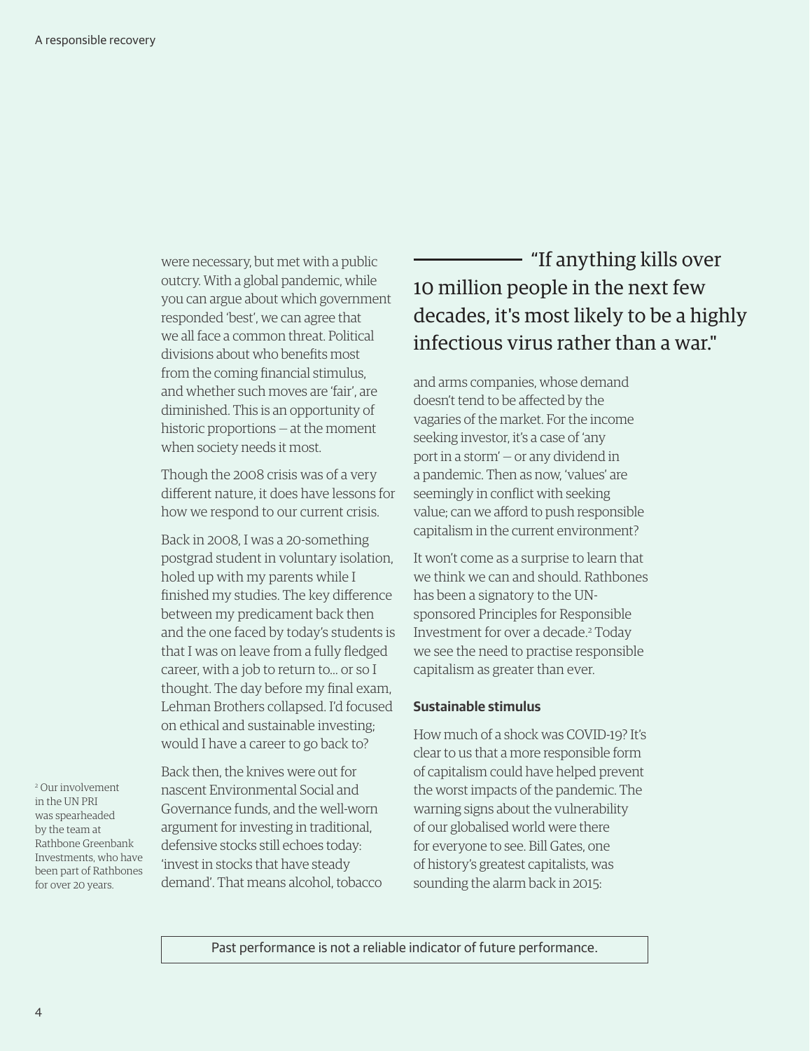were necessary, but met with a public outcry. With a global pandemic, while you can argue about which government responded 'best', we can agree that we all face a common threat. Political divisions about who benefits most from the coming financial stimulus, and whether such moves are 'fair', are diminished. This is an opportunity of historic proportions — at the moment when society needs it most.

Though the 2008 crisis was of a very different nature, it does have lessons for how we respond to our current crisis.

Back in 2008, I was a 20-something postgrad student in voluntary isolation, holed up with my parents while I finished my studies. The key difference between my predicament back then and the one faced by today's students is that I was on leave from a fully fledged career, with a job to return to… or so I thought. The day before my final exam, Lehman Brothers collapsed. I'd focused on ethical and sustainable investing; would I have a career to go back to?

Back then, the knives were out for nascent Environmental Social and Governance funds, and the well-worn argument for investing in traditional, defensive stocks still echoes today: 'invest in stocks that have steady demand'. That means alcohol, tobacco and arms companies, whose demand doesn't tend to be affected by the vagaries of the market. For the income seeking investor, it's a case of 'any port in a storm' — or any dividend in a pandemic. Then as now, 'values' are seemingly in conflict with seeking value; can we afford to push responsible capitalism in the current environment?

It won't come as a surprise to learn that we think we can and should. Rathbones has been a signatory to the UN-sponsored Principles for Responsible Investment for over a decade.[2] Today we see the need to practise responsible capitalism as greater than ever.

[2] Our involvement in the UN PRI was spearheaded by the team at Rathbone Greenbank Investments, who have been part of Rathbones for over 20 years.

### Sustainable stimulus

How much of a shock was COVID-19? It's clear to us that a more responsible form of capitalism could have helped prevent the worst impacts of the pandemic. The warning signs about the vulnerability of our globalised world were there for everyone to see. Bill Gates, one of history's greatest capitalists, was sounding the alarm back in 2015:

> "If anything kills over 10 million people in the next few decades, it's most likely to be a highly infectious virus rather than a war."

Past performance is not a reliable indicator of future performance.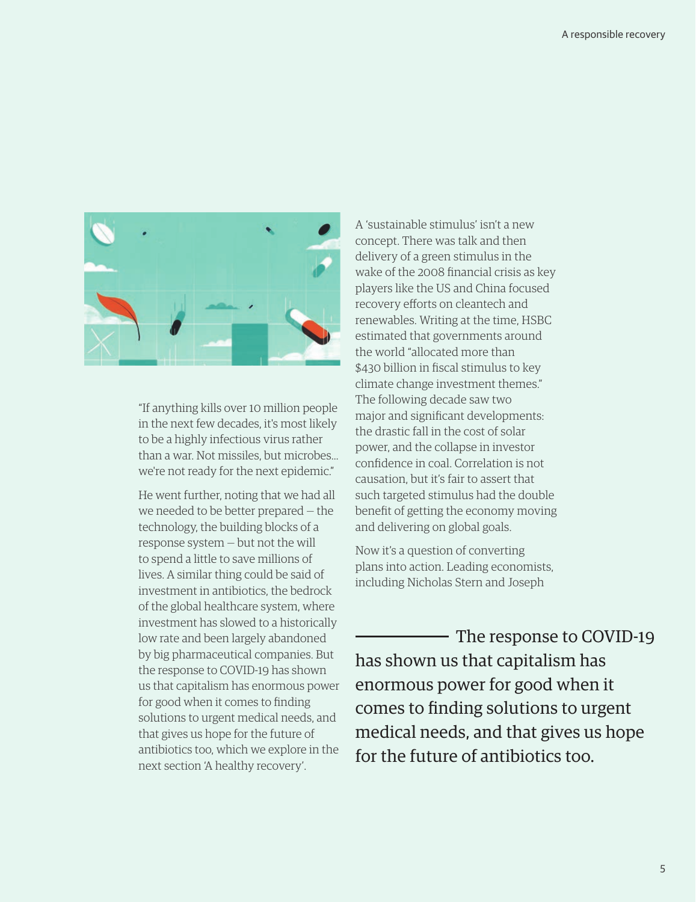"If anything kills over 10 million people in the next few decades, it's most likely to be a highly infectious virus rather than a war. Not missiles, but microbes… we're not ready for the next epidemic."

He went further, noting that we had all we needed to be better prepared – the technology, the building blocks of a response system – but not the will to spend a little to save millions of lives. A similar thing could be said of investment in antibiotics, the bedrock of the global healthcare system, where investment has slowed to a historically low rate and been largely abandoned by big pharmaceutical companies. But the response to COVID-19 has shown us that capitalism has enormous power for good when it comes to finding solutions to urgent medical needs, and that gives us hope for the future of antibiotics too, which we explore in the next section 'A healthy recovery'.

A 'sustainable stimulus' isn't a new concept. There was talk and then delivery of a green stimulus in the wake of the 2008 financial crisis as key players like the US and China focused recovery efforts on cleantech and renewables. Writing at the time, HSBC estimated that governments around the world "allocated more than $430 billion in fiscal stimulus to key climate change investment themes." The following decade saw two major and significant developments: the drastic fall in the cost of solar power, and the collapse in investor confidence in coal. Correlation is not causation, but it's fair to assert that such targeted stimulus had the double benefit of getting the economy moving and delivering on global goals.

Now it's a question of converting plans into action. Leading economists, including Nicholas Stern and Joseph

> The response to COVID-19 has shown us that capitalism has enormous power for good when it comes to finding solutions to urgent medical needs, and that gives us hope for the future of antibiotics too.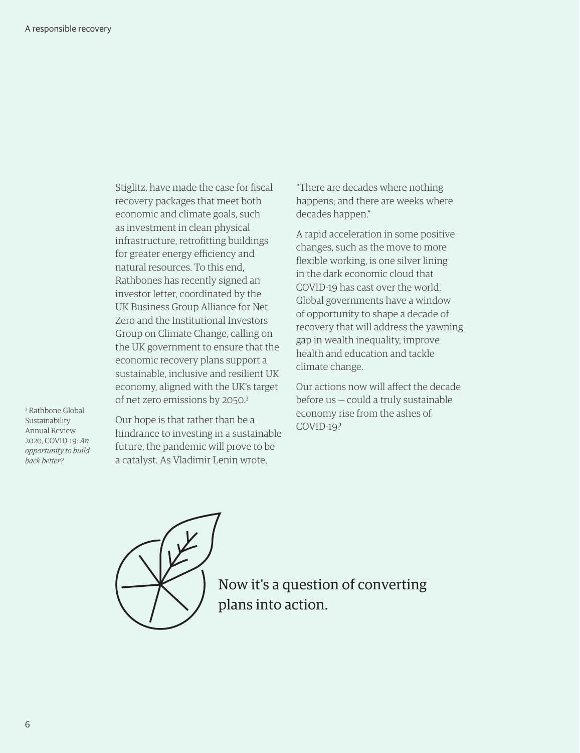Stiglitz, have made the case for fiscal recovery packages that meet both economic and climate goals, such as investment in clean physical infrastructure, retrofitting buildings for greater energy efficiency and natural resources. To this end, Rathbones has recently signed an investor letter, coordinated by the UK Business Group Alliance for Net Zero and the Institutional Investors Group on Climate Change, calling on the UK government to ensure that the economic recovery plans support a sustainable, inclusive and resilient UK economy, aligned with the UK's target of net zero emissions by 2050.[3]

Our hope is that rather than be a hindrance to investing in a sustainable future, the pandemic will prove to be a catalyst. As Vladimir Lenin wrote, "There are decades where nothing happens; and there are weeks where decades happen."

A rapid acceleration in some positive changes, such as the move to more flexible working, is one silver lining in the dark economic cloud that COVID-19 has cast over the world. Global governments have a window of opportunity to shape a decade of recovery that will address the yawning gap in wealth inequality, improve health and education and tackle climate change.

Our actions now will affect the decade before us — could a truly sustainable economy rise from the ashes of COVID-19?

Now it's a question of converting plans into action.

[3] Rathbone Global Sustainability Annual Review 2020, COVID-19: *An opportunity to build back better?*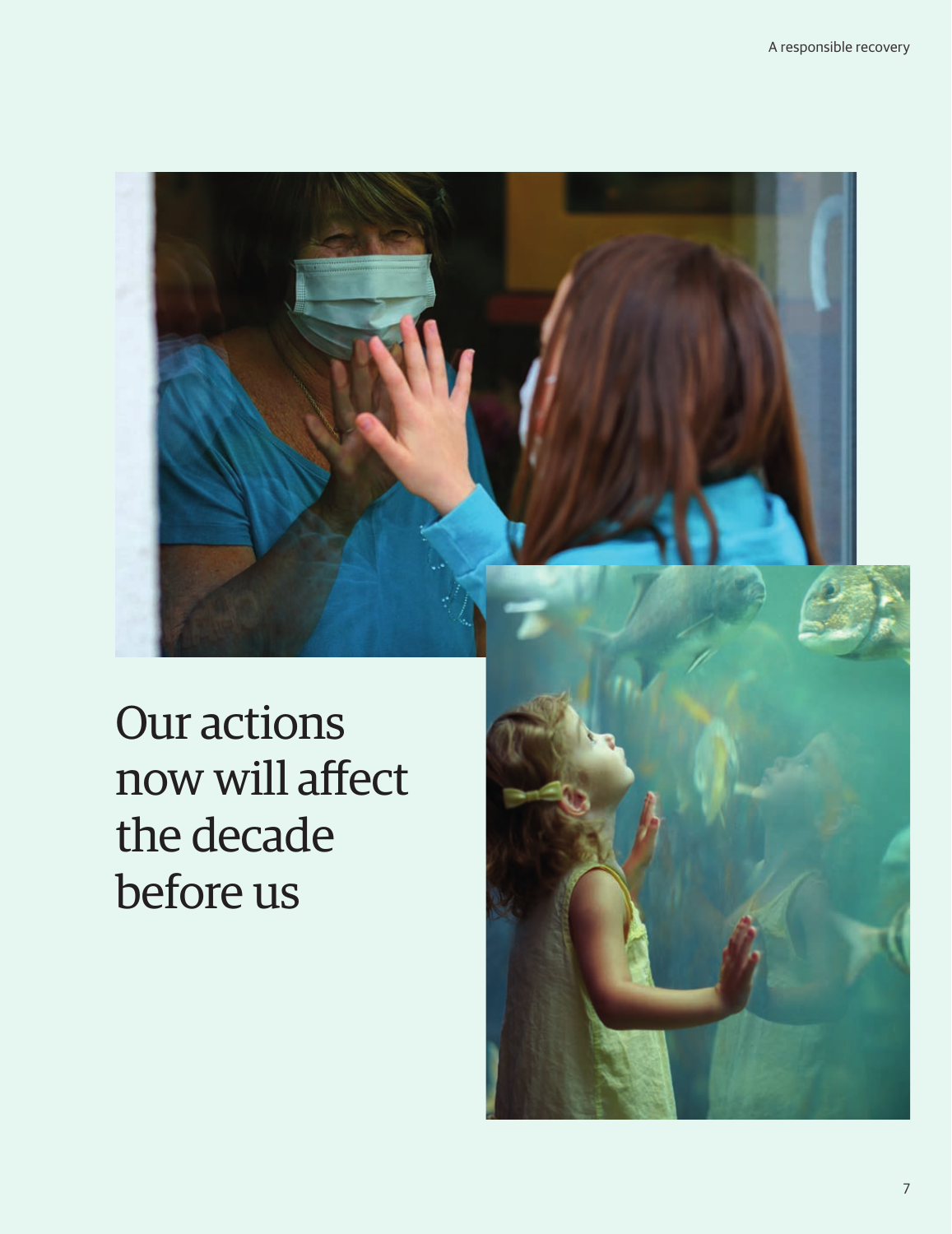# Our actions now will affect the decade before us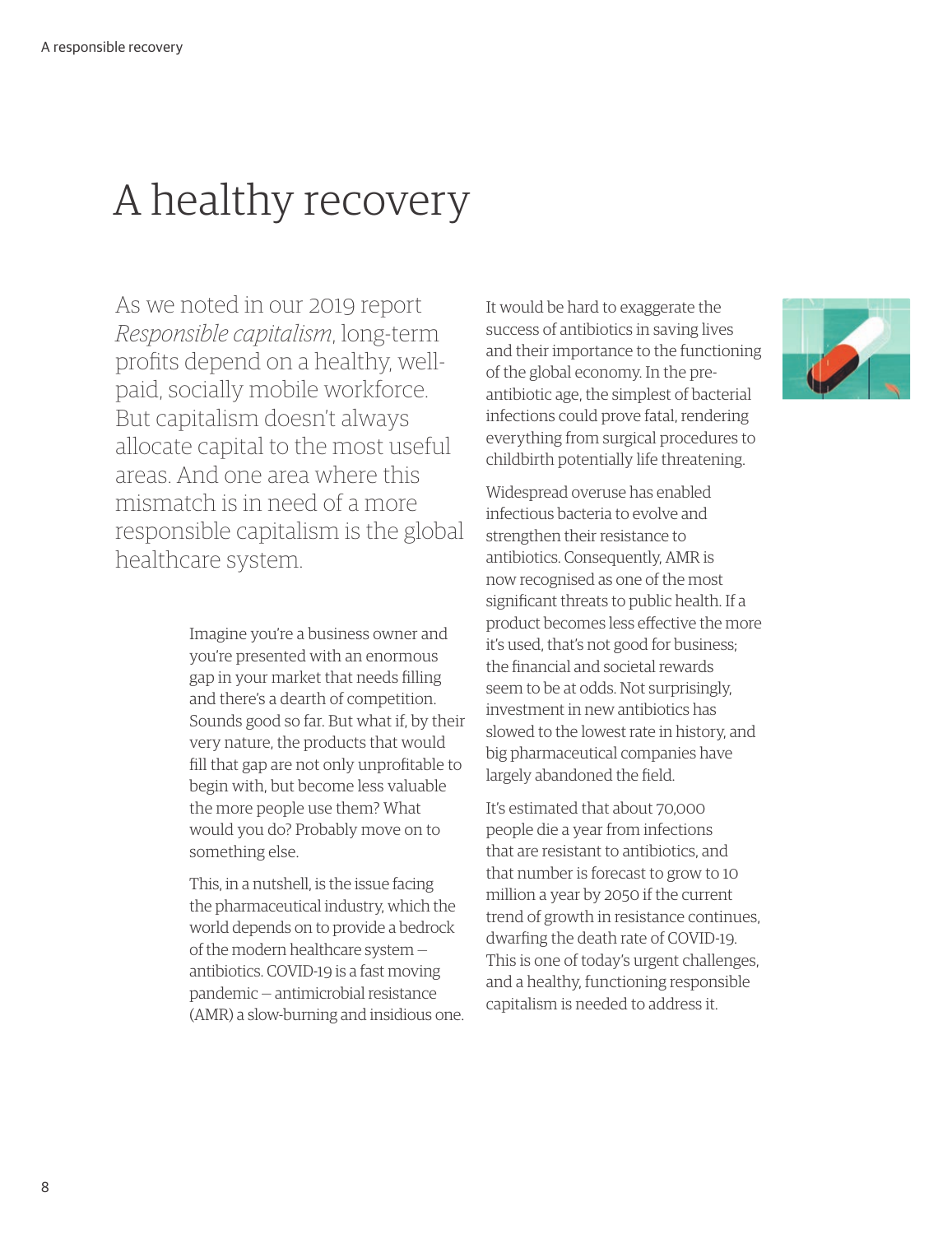# A healthy recovery

As we noted in our 2019 report *Responsible capitalism*, long-term profits depend on a healthy, well-paid, socially mobile workforce. But capitalism doesn't always allocate capital to the most useful areas. And one area where this mismatch is in need of a more responsible capitalism is the global healthcare system.

Imagine you're a business owner and you're presented with an enormous gap in your market that needs filling and there's a dearth of competition. Sounds good so far. But what if, by their very nature, the products that would fill that gap are not only unprofitable to begin with, but become less valuable the more people use them? What would you do? Probably move on to something else.

This, in a nutshell, is the issue facing the pharmaceutical industry, which the world depends on to provide a bedrock of the modern healthcare system – antibiotics. COVID-19 is a fast moving pandemic – antimicrobial resistance (AMR) a slow-burning and insidious one.

It would be hard to exaggerate the success of antibiotics in saving lives and their importance to the functioning of the global economy. In the pre-antibiotic age, the simplest of bacterial infections could prove fatal, rendering everything from surgical procedures to childbirth potentially life threatening.

Widespread overuse has enabled infectious bacteria to evolve and strengthen their resistance to antibiotics. Consequently, AMR is now recognised as one of the most significant threats to public health. If a product becomes less effective the more it's used, that's not good for business; the financial and societal rewards seem to be at odds. Not surprisingly, investment in new antibiotics has slowed to the lowest rate in history, and big pharmaceutical companies have largely abandoned the field.

It's estimated that about 70,000 people die a year from infections that are resistant to antibiotics, and that number is forecast to grow to 10 million a year by 2050 if the current trend of growth in resistance continues, dwarfing the death rate of COVID-19. This is one of today's urgent challenges, and a healthy, functioning responsible capitalism is needed to address it.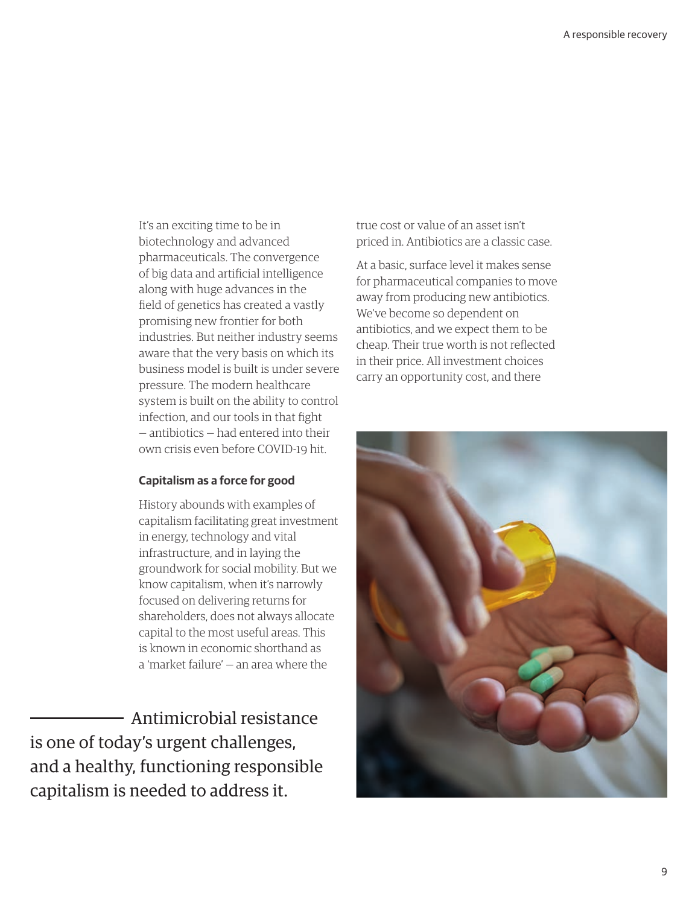It's an exciting time to be in biotechnology and advanced pharmaceuticals. The convergence of big data and artificial intelligence along with huge advances in the field of genetics has created a vastly promising new frontier for both industries. But neither industry seems aware that the very basis on which its business model is built is under severe pressure. The modern healthcare system is built on the ability to control infection, and our tools in that fight – antibiotics – had entered into their own crisis even before COVID-19 hit.

### Capitalism as a force for good

History abounds with examples of capitalism facilitating great investment in energy, technology and vital infrastructure, and in laying the groundwork for social mobility. But we know capitalism, when it's narrowly focused on delivering returns for shareholders, does not always allocate capital to the most useful areas. This is known in economic shorthand as a 'market failure' – an area where the true cost or value of an asset isn't priced in. Antibiotics are a classic case.

At a basic, surface level it makes sense for pharmaceutical companies to move away from producing new antibiotics. We've become so dependent on antibiotics, and we expect them to be cheap. Their true worth is not reflected in their price. All investment choices carry an opportunity cost, and there

> Antimicrobial resistance is one of today's urgent challenges, and a healthy, functioning responsible capitalism is needed to address it.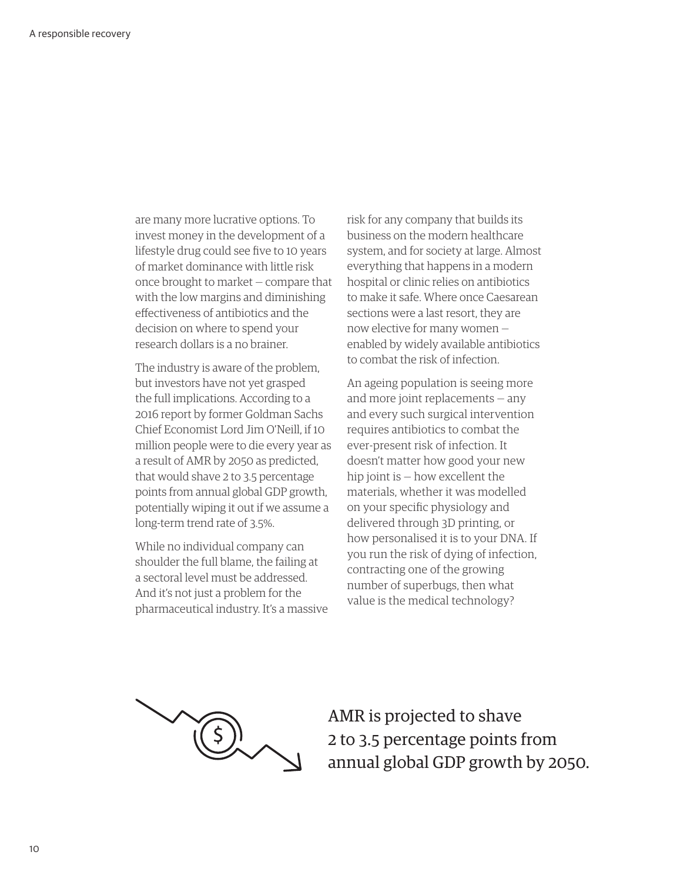are many more lucrative options. To invest money in the development of a lifestyle drug could see five to 10 years of market dominance with little risk once brought to market – compare that with the low margins and diminishing effectiveness of antibiotics and the decision on where to spend your research dollars is a no brainer.

The industry is aware of the problem, but investors have not yet grasped the full implications. According to a 2016 report by former Goldman Sachs Chief Economist Lord Jim O'Neill, if 10 million people were to die every year as a result of AMR by 2050 as predicted, that would shave 2 to 3.5 percentage points from annual global GDP growth, potentially wiping it out if we assume a long-term trend rate of 3.5%.

While no individual company can shoulder the full blame, the failing at a sectoral level must be addressed. And it's not just a problem for the pharmaceutical industry. It's a massive risk for any company that builds its business on the modern healthcare system, and for society at large. Almost everything that happens in a modern hospital or clinic relies on antibiotics to make it safe. Where once Caesarean sections were a last resort, they are now elective for many women – enabled by widely available antibiotics to combat the risk of infection.

An ageing population is seeing more and more joint replacements – any and every such surgical intervention requires antibiotics to combat the ever-present risk of infection. It doesn't matter how good your new hip joint is – how excellent the materials, whether it was modelled on your specific physiology and delivered through 3D printing, or how personalised it is to your DNA. If you run the risk of dying of infection, contracting one of the growing number of superbugs, then what value is the medical technology?

AMR is projected to shave 2 to 3.5 percentage points from annual global GDP growth by 2050.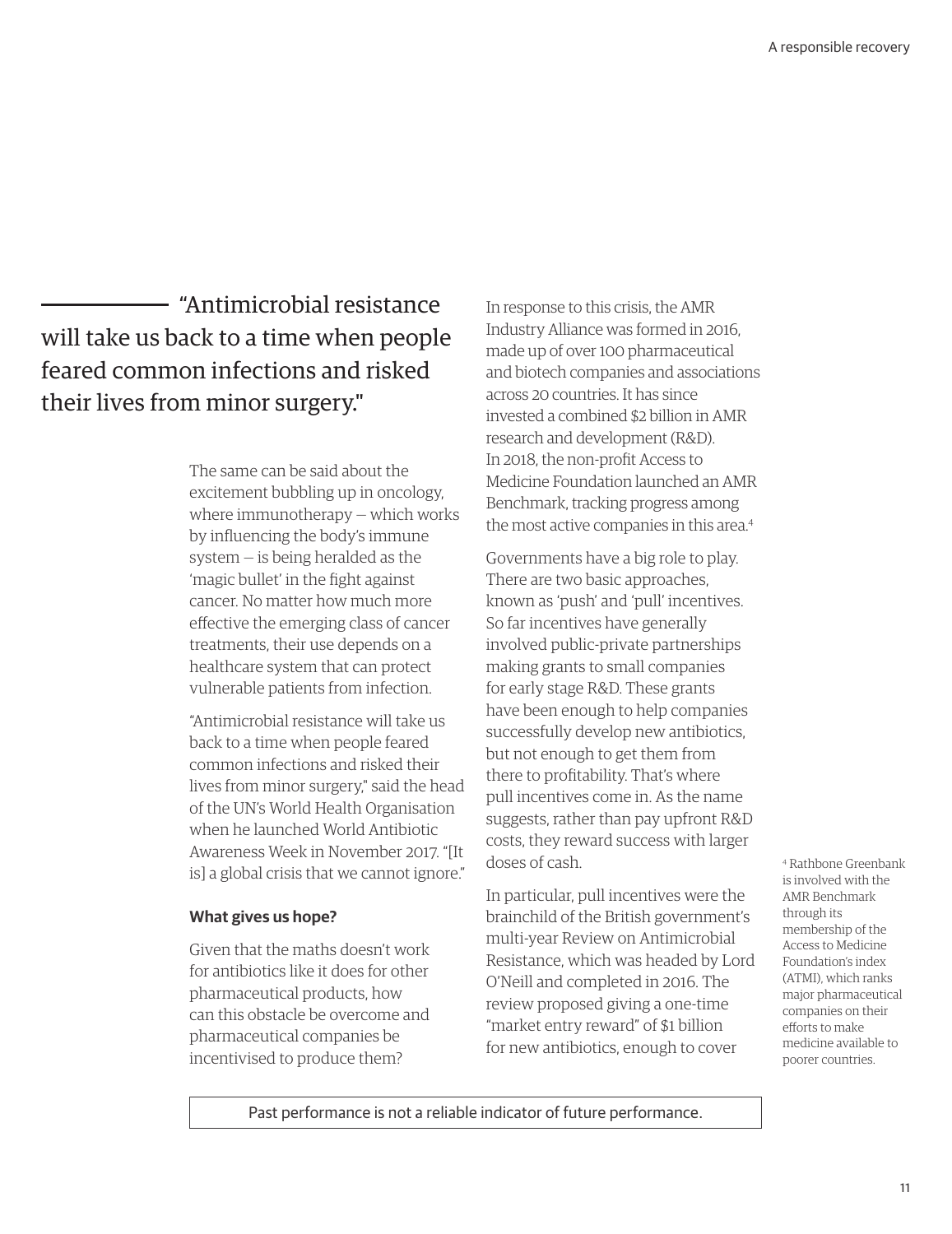"Antimicrobial resistance will take us back to a time when people feared common infections and risked their lives from minor surgery."

The same can be said about the excitement bubbling up in oncology, where immunotherapy — which works by influencing the body's immune system — is being heralded as the 'magic bullet' in the fight against cancer. No matter how much more effective the emerging class of cancer treatments, their use depends on a healthcare system that can protect vulnerable patients from infection.

"Antimicrobial resistance will take us back to a time when people feared common infections and risked their lives from minor surgery," said the head of the UN's World Health Organisation when he launched World Antibiotic Awareness Week in November 2017. "[It is] a global crisis that we cannot ignore."

**What gives us hope?**

Given that the maths doesn't work for antibiotics like it does for other pharmaceutical products, how can this obstacle be overcome and pharmaceutical companies be incentivised to produce them?

In response to this crisis, the AMR Industry Alliance was formed in 2016, made up of over 100 pharmaceutical and biotech companies and associations across 20 countries. It has since invested a combined $2 billion in AMR research and development (R&D). In 2018, the non-profit Access to Medicine Foundation launched an AMR Benchmark, tracking progress among the most active companies in this area.[4]

Governments have a big role to play. There are two basic approaches, known as 'push' and 'pull' incentives. So far incentives have generally involved public-private partnerships making grants to small companies for early stage R&D. These grants have been enough to help companies successfully develop new antibiotics, but not enough to get them from there to profitability. That's where pull incentives come in. As the name suggests, rather than pay upfront R&D costs, they reward success with larger doses of cash.

In particular, pull incentives were the brainchild of the British government's multi-year Review on Antimicrobial Resistance, which was headed by Lord O'Neill and completed in 2016. The review proposed giving a one-time "market entry reward" of $1 billion for new antibiotics, enough to cover

[4] Rathbone Greenbank is involved with the AMR Benchmark through its membership of the Access to Medicine Foundation's index (ATMI), which ranks major pharmaceutical companies on their efforts to make medicine available to poorer countries.

Past performance is not a reliable indicator of future performance.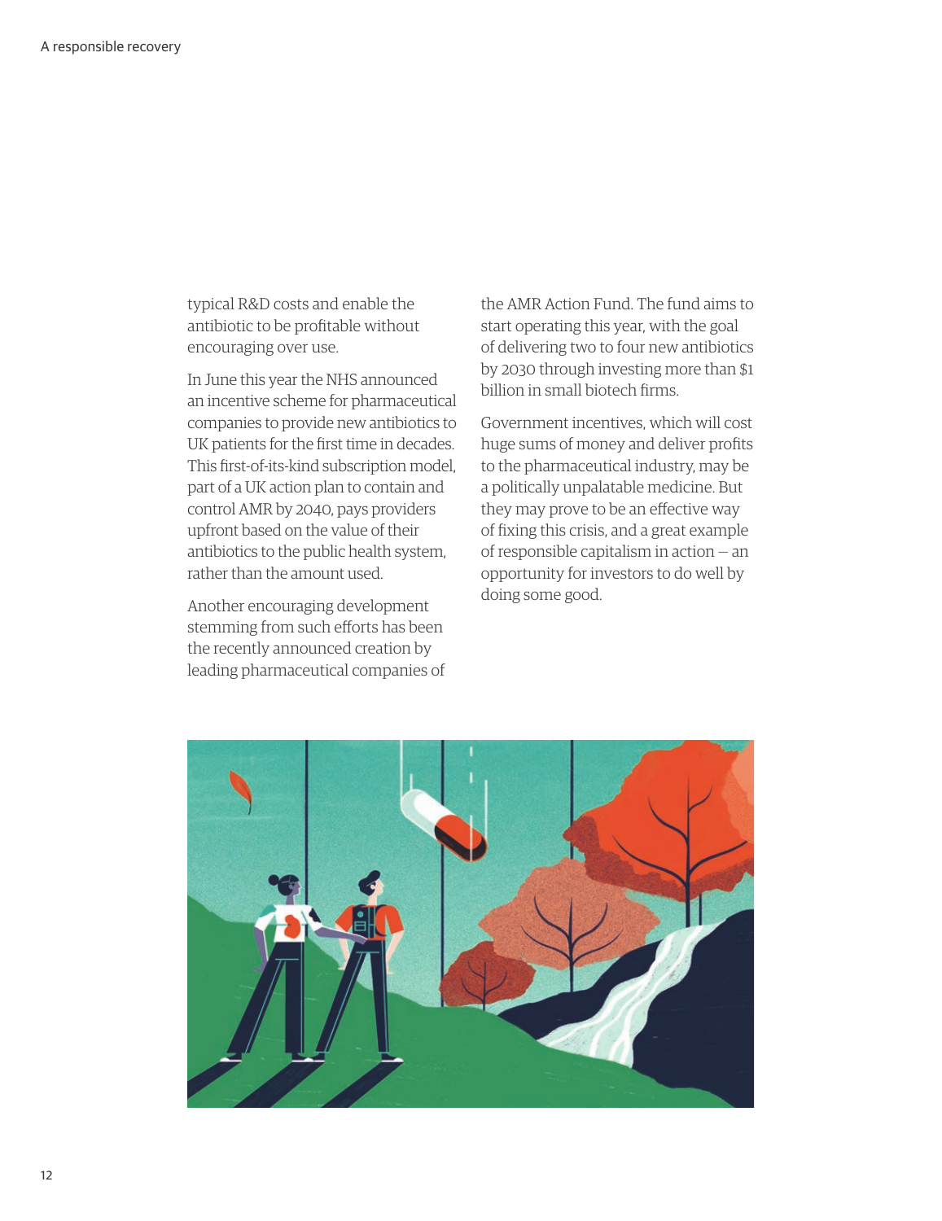typical R&D costs and enable the antibiotic to be profitable without encouraging over use.

In June this year the NHS announced an incentive scheme for pharmaceutical companies to provide new antibiotics to UK patients for the first time in decades. This first-of-its-kind subscription model, part of a UK action plan to contain and control AMR by 2040, pays providers upfront based on the value of their antibiotics to the public health system, rather than the amount used.

Another encouraging development stemming from such efforts has been the recently announced creation by leading pharmaceutical companies of the AMR Action Fund. The fund aims to start operating this year, with the goal of delivering two to four new antibiotics by 2030 through investing more than $1 billion in small biotech firms.

Government incentives, which will cost huge sums of money and deliver profits to the pharmaceutical industry, may be a politically unpalatable medicine. But they may prove to be an effective way of fixing this crisis, and a great example of responsible capitalism in action – an opportunity for investors to do well by doing some good.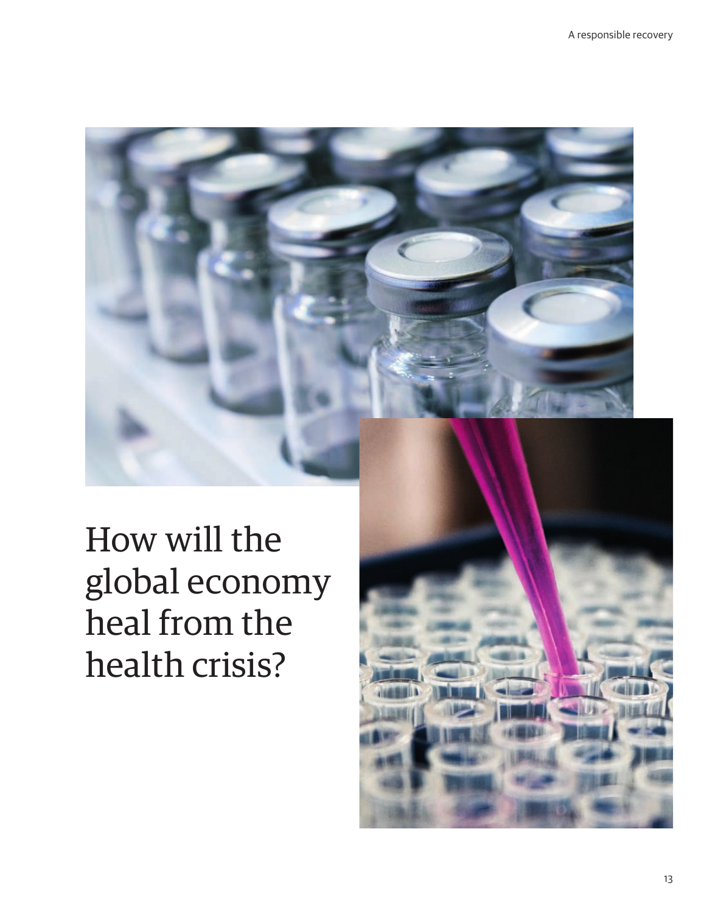# How will the global economy heal from the health crisis?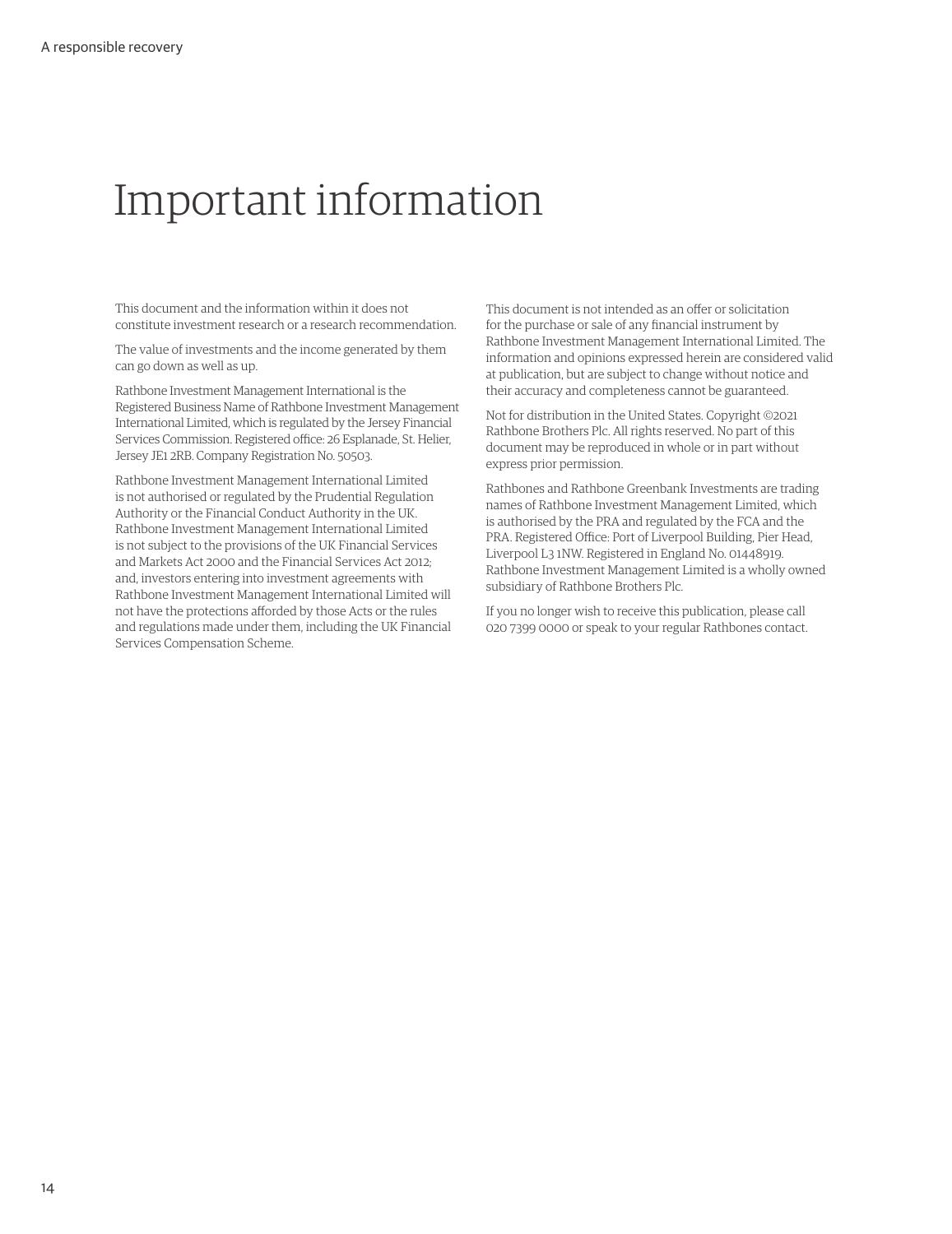# Important information

This document and the information within it does not constitute investment research or a research recommendation.

The value of investments and the income generated by them can go down as well as up.

Rathbone Investment Management International is the Registered Business Name of Rathbone Investment Management International Limited, which is regulated by the Jersey Financial Services Commission. Registered office: 26 Esplanade, St. Helier, Jersey JE1 2RB. Company Registration No. 50503.

Rathbone Investment Management International Limited is not authorised or regulated by the Prudential Regulation Authority or the Financial Conduct Authority in the UK. Rathbone Investment Management International Limited is not subject to the provisions of the UK Financial Services and Markets Act 2000 and the Financial Services Act 2012; and, investors entering into investment agreements with Rathbone Investment Management International Limited will not have the protections afforded by those Acts or the rules and regulations made under them, including the UK Financial Services Compensation Scheme.

This document is not intended as an offer or solicitation for the purchase or sale of any financial instrument by Rathbone Investment Management International Limited. The information and opinions expressed herein are considered valid at publication, but are subject to change without notice and their accuracy and completeness cannot be guaranteed.

Not for distribution in the United States. Copyright ©2021 Rathbone Brothers Plc. All rights reserved. No part of this document may be reproduced in whole or in part without express prior permission.

Rathbones and Rathbone Greenbank Investments are trading names of Rathbone Investment Management Limited, which is authorised by the PRA and regulated by the FCA and the PRA. Registered Office: Port of Liverpool Building, Pier Head, Liverpool L3 1NW. Registered in England No. 01448919. Rathbone Investment Management Limited is a wholly owned subsidiary of Rathbone Brothers Plc.

If you no longer wish to receive this publication, please call 020 7399 0000 or speak to your regular Rathbones contact.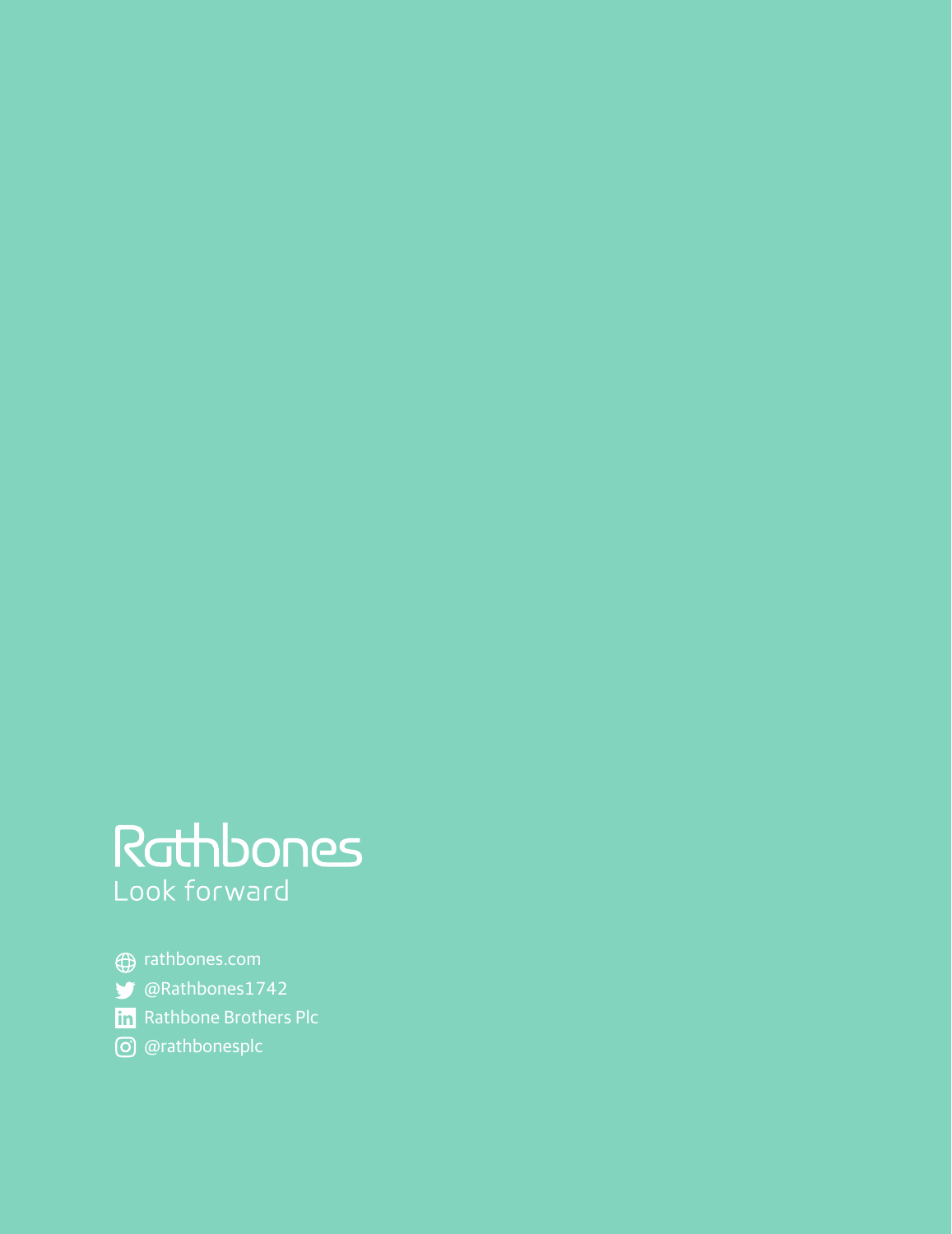Rathbones

Look forward

rathbones.com

@Rathbones1742

Rathbone Brothers Plc

@rathbonesplc